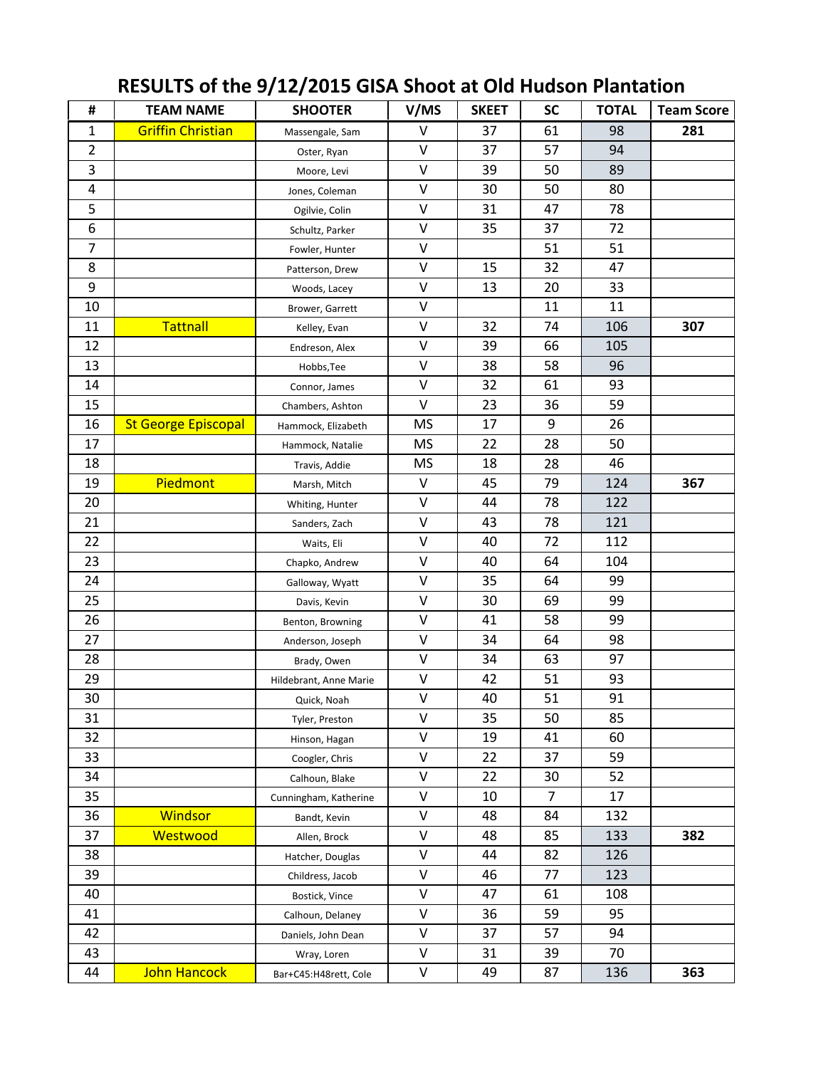# RESULTS of the 9/12/2015 GISA Shoot at Old Hudson Plantation

| # | TEAM NAME | SHOOTER | V/MS | SKEET | SC | TOTAL | Team Score |
|---|---|---|---|---|---|---|---|
| 1 | Griffin Christian | Massengale, Sam | V | 37 | 61 | 98 | **281** |
| 2 | | Oster, Ryan | V | 37 | 57 | 94 | |
| 3 | | Moore, Levi | V | 39 | 50 | 89 | |
| 4 | | Jones, Coleman | V | 30 | 50 | 80 | |
| 5 | | Ogilvie, Colin | V | 31 | 47 | 78 | |
| 6 | | Schultz, Parker | V | 35 | 37 | 72 | |
| 7 | | Fowler, Hunter | V | | 51 | 51 | |
| 8 | | Patterson, Drew | V | 15 | 32 | 47 | |
| 9 | | Woods, Lacey | V | 13 | 20 | 33 | |
| 10 | | Brower, Garrett | V | | 11 | 11 | |
| 11 | Tattnall | Kelley, Evan | V | 32 | 74 | 106 | **307** |
| 12 | | Endreson, Alex | V | 39 | 66 | 105 | |
| 13 | | Hobbs,Tee | V | 38 | 58 | 96 | |
| 14 | | Connor, James | V | 32 | 61 | 93 | |
| 15 | | Chambers, Ashton | V | 23 | 36 | 59 | |
| 16 | St George Episcopal | Hammock, Elizabeth | MS | 17 | 9 | 26 | |
| 17 | | Hammock, Natalie | MS | 22 | 28 | 50 | |
| 18 | | Travis, Addie | MS | 18 | 28 | 46 | |
| 19 | Piedmont | Marsh, Mitch | V | 45 | 79 | 124 | **367** |
| 20 | | Whiting, Hunter | V | 44 | 78 | 122 | |
| 21 | | Sanders, Zach | V | 43 | 78 | 121 | |
| 22 | | Waits, Eli | V | 40 | 72 | 112 | |
| 23 | | Chapko, Andrew | V | 40 | 64 | 104 | |
| 24 | | Galloway, Wyatt | V | 35 | 64 | 99 | |
| 25 | | Davis, Kevin | V | 30 | 69 | 99 | |
| 26 | | Benton, Browning | V | 41 | 58 | 99 | |
| 27 | | Anderson, Joseph | V | 34 | 64 | 98 | |
| 28 | | Brady, Owen | V | 34 | 63 | 97 | |
| 29 | | Hildebrant, Anne Marie | V | 42 | 51 | 93 | |
| 30 | | Quick, Noah | V | 40 | 51 | 91 | |
| 31 | | Tyler, Preston | V | 35 | 50 | 85 | |
| 32 | | Hinson, Hagan | V | 19 | 41 | 60 | |
| 33 | | Coogler, Chris | V | 22 | 37 | 59 | |
| 34 | | Calhoun, Blake | V | 22 | 30 | 52 | |
| 35 | | Cunningham, Katherine | V | 10 | 7 | 17 | |
| 36 | Windsor | Bandt, Kevin | V | 48 | 84 | 132 | |
| 37 | Westwood | Allen, Brock | V | 48 | 85 | 133 | **382** |
| 38 | | Hatcher, Douglas | V | 44 | 82 | 126 | |
| 39 | | Childress, Jacob | V | 46 | 77 | 123 | |
| 40 | | Bostick, Vince | V | 47 | 61 | 108 | |
| 41 | | Calhoun, Delaney | V | 36 | 59 | 95 | |
| 42 | | Daniels, John Dean | V | 37 | 57 | 94 | |
| 43 | | Wray, Loren | V | 31 | 39 | 70 | |
| 44 | John Hancock | Bar+C45:H48rett, Cole | V | 49 | 87 | 136 | **363** |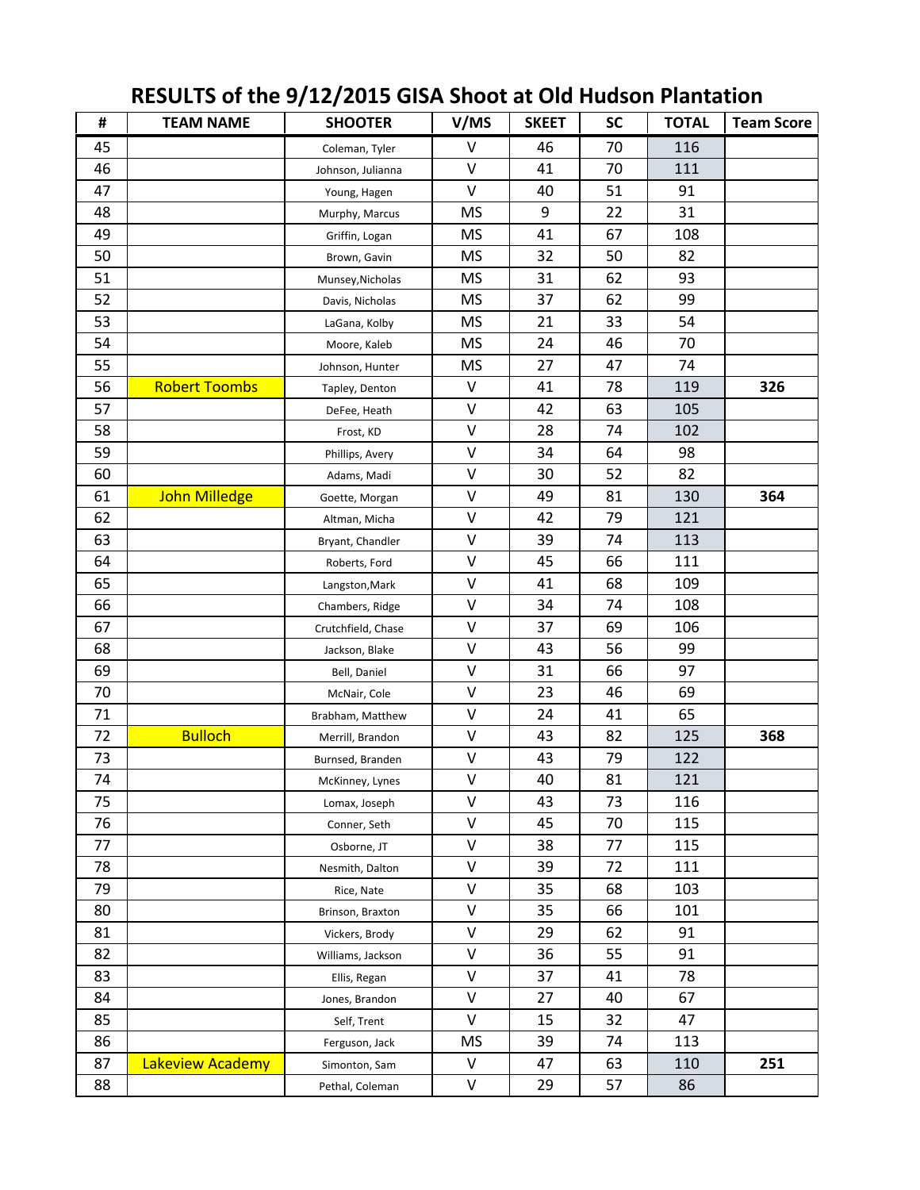# RESULTS of the 9/12/2015 GISA Shoot at Old Hudson Plantation

| # | TEAM NAME | SHOOTER | V/MS | SKEET | SC | TOTAL | Team Score |
|---|---|---|---|---|---|---|---|
| 45 | | Coleman, Tyler | V | 46 | 70 | 116 | |
| 46 | | Johnson, Julianna | V | 41 | 70 | 111 | |
| 47 | | Young, Hagen | V | 40 | 51 | 91 | |
| 48 | | Murphy, Marcus | MS | 9 | 22 | 31 | |
| 49 | | Griffin, Logan | MS | 41 | 67 | 108 | |
| 50 | | Brown, Gavin | MS | 32 | 50 | 82 | |
| 51 | | Munsey,Nicholas | MS | 31 | 62 | 93 | |
| 52 | | Davis, Nicholas | MS | 37 | 62 | 99 | |
| 53 | | LaGana, Kolby | MS | 21 | 33 | 54 | |
| 54 | | Moore, Kaleb | MS | 24 | 46 | 70 | |
| 55 | | Johnson, Hunter | MS | 27 | 47 | 74 | |
| 56 | Robert Toombs | Tapley, Denton | V | 41 | 78 | 119 | **326** |
| 57 | | DeFee, Heath | V | 42 | 63 | 105 | |
| 58 | | Frost, KD | V | 28 | 74 | 102 | |
| 59 | | Phillips, Avery | V | 34 | 64 | 98 | |
| 60 | | Adams, Madi | V | 30 | 52 | 82 | |
| 61 | John Milledge | Goette, Morgan | V | 49 | 81 | 130 | **364** |
| 62 | | Altman, Micha | V | 42 | 79 | 121 | |
| 63 | | Bryant, Chandler | V | 39 | 74 | 113 | |
| 64 | | Roberts, Ford | V | 45 | 66 | 111 | |
| 65 | | Langston,Mark | V | 41 | 68 | 109 | |
| 66 | | Chambers, Ridge | V | 34 | 74 | 108 | |
| 67 | | Crutchfield, Chase | V | 37 | 69 | 106 | |
| 68 | | Jackson, Blake | V | 43 | 56 | 99 | |
| 69 | | Bell, Daniel | V | 31 | 66 | 97 | |
| 70 | | McNair, Cole | V | 23 | 46 | 69 | |
| 71 | | Brabham, Matthew | V | 24 | 41 | 65 | |
| 72 | Bulloch | Merrill, Brandon | V | 43 | 82 | 125 | **368** |
| 73 | | Burnsed, Branden | V | 43 | 79 | 122 | |
| 74 | | McKinney, Lynes | V | 40 | 81 | 121 | |
| 75 | | Lomax, Joseph | V | 43 | 73 | 116 | |
| 76 | | Conner, Seth | V | 45 | 70 | 115 | |
| 77 | | Osborne, JT | V | 38 | 77 | 115 | |
| 78 | | Nesmith, Dalton | V | 39 | 72 | 111 | |
| 79 | | Rice, Nate | V | 35 | 68 | 103 | |
| 80 | | Brinson, Braxton | V | 35 | 66 | 101 | |
| 81 | | Vickers, Brody | V | 29 | 62 | 91 | |
| 82 | | Williams, Jackson | V | 36 | 55 | 91 | |
| 83 | | Ellis, Regan | V | 37 | 41 | 78 | |
| 84 | | Jones, Brandon | V | 27 | 40 | 67 | |
| 85 | | Self, Trent | V | 15 | 32 | 47 | |
| 86 | | Ferguson, Jack | MS | 39 | 74 | 113 | |
| 87 | Lakeview Academy | Simonton, Sam | V | 47 | 63 | 110 | **251** |
| 88 | | Pethal, Coleman | V | 29 | 57 | 86 | |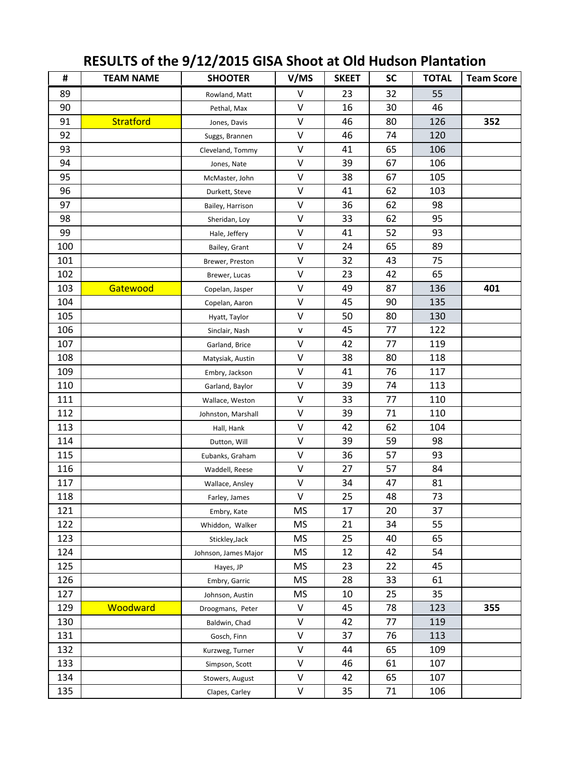# RESULTS of the 9/12/2015 GISA Shoot at Old Hudson Plantation

| # | TEAM NAME | SHOOTER | V/MS | SKEET | SC | TOTAL | Team Score |
|---|---|---|---|---|---|---|---|
| 89 | | Rowland, Matt | V | 23 | 32 | 55 | |
| 90 | | Pethal, Max | V | 16 | 30 | 46 | |
| 91 | Stratford | Jones, Davis | V | 46 | 80 | 126 | 352 |
| 92 | | Suggs, Brannen | V | 46 | 74 | 120 | |
| 93 | | Cleveland, Tommy | V | 41 | 65 | 106 | |
| 94 | | Jones, Nate | V | 39 | 67 | 106 | |
| 95 | | McMaster, John | V | 38 | 67 | 105 | |
| 96 | | Durkett, Steve | V | 41 | 62 | 103 | |
| 97 | | Bailey, Harrison | V | 36 | 62 | 98 | |
| 98 | | Sheridan, Loy | V | 33 | 62 | 95 | |
| 99 | | Hale, Jeffery | V | 41 | 52 | 93 | |
| 100 | | Bailey, Grant | V | 24 | 65 | 89 | |
| 101 | | Brewer, Preston | V | 32 | 43 | 75 | |
| 102 | | Brewer, Lucas | V | 23 | 42 | 65 | |
| 103 | Gatewood | Copelan, Jasper | V | 49 | 87 | 136 | 401 |
| 104 | | Copelan, Aaron | V | 45 | 90 | 135 | |
| 105 | | Hyatt, Taylor | V | 50 | 80 | 130 | |
| 106 | | Sinclair, Nash | v | 45 | 77 | 122 | |
| 107 | | Garland, Brice | V | 42 | 77 | 119 | |
| 108 | | Matysiak, Austin | V | 38 | 80 | 118 | |
| 109 | | Embry, Jackson | V | 41 | 76 | 117 | |
| 110 | | Garland, Baylor | V | 39 | 74 | 113 | |
| 111 | | Wallace, Weston | V | 33 | 77 | 110 | |
| 112 | | Johnston, Marshall | V | 39 | 71 | 110 | |
| 113 | | Hall, Hank | V | 42 | 62 | 104 | |
| 114 | | Dutton, Will | V | 39 | 59 | 98 | |
| 115 | | Eubanks, Graham | V | 36 | 57 | 93 | |
| 116 | | Waddell, Reese | V | 27 | 57 | 84 | |
| 117 | | Wallace, Ansley | V | 34 | 47 | 81 | |
| 118 | | Farley, James | V | 25 | 48 | 73 | |
| 121 | | Embry, Kate | MS | 17 | 20 | 37 | |
| 122 | | Whiddon, Walker | MS | 21 | 34 | 55 | |
| 123 | | Stickley,Jack | MS | 25 | 40 | 65 | |
| 124 | | Johnson, James Major | MS | 12 | 42 | 54 | |
| 125 | | Hayes, JP | MS | 23 | 22 | 45 | |
| 126 | | Embry, Garric | MS | 28 | 33 | 61 | |
| 127 | | Johnson, Austin | MS | 10 | 25 | 35 | |
| 129 | Woodward | Droogmans, Peter | V | 45 | 78 | 123 | 355 |
| 130 | | Baldwin, Chad | V | 42 | 77 | 119 | |
| 131 | | Gosch, Finn | V | 37 | 76 | 113 | |
| 132 | | Kurzweg, Turner | V | 44 | 65 | 109 | |
| 133 | | Simpson, Scott | V | 46 | 61 | 107 | |
| 134 | | Stowers, August | V | 42 | 65 | 107 | |
| 135 | | Clapes, Carley | V | 35 | 71 | 106 | |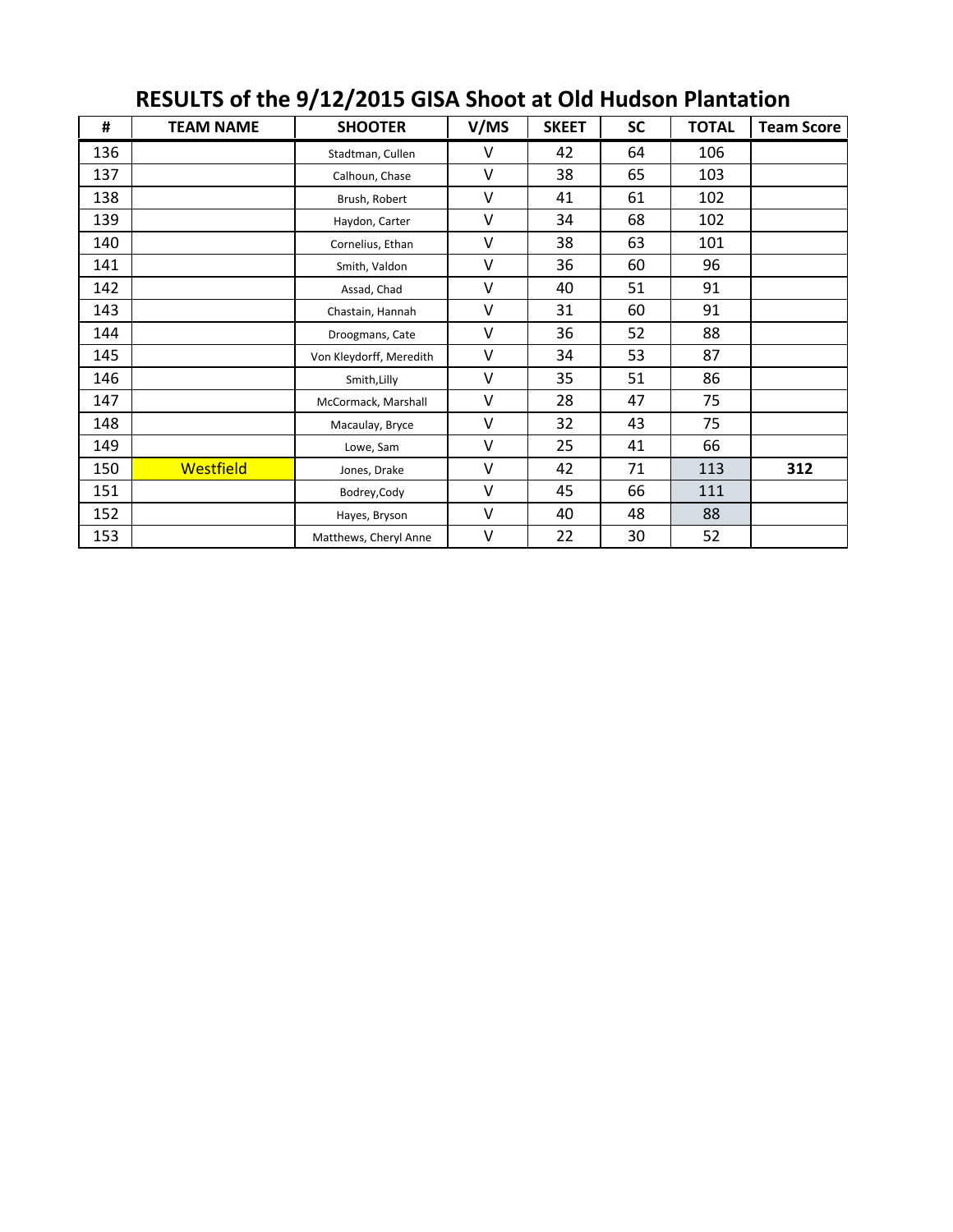# RESULTS of the 9/12/2015 GISA Shoot at Old Hudson Plantation

| # | TEAM NAME | SHOOTER | V/MS | SKEET | SC | TOTAL | Team Score |
|---|---|---|---|---|---|---|---|
| 136 | | Stadtman, Cullen | V | 42 | 64 | 106 | |
| 137 | | Calhoun, Chase | V | 38 | 65 | 103 | |
| 138 | | Brush, Robert | V | 41 | 61 | 102 | |
| 139 | | Haydon, Carter | V | 34 | 68 | 102 | |
| 140 | | Cornelius, Ethan | V | 38 | 63 | 101 | |
| 141 | | Smith, Valdon | V | 36 | 60 | 96 | |
| 142 | | Assad, Chad | V | 40 | 51 | 91 | |
| 143 | | Chastain, Hannah | V | 31 | 60 | 91 | |
| 144 | | Droogmans, Cate | V | 36 | 52 | 88 | |
| 145 | | Von Kleydorff, Meredith | V | 34 | 53 | 87 | |
| 146 | | Smith,Lilly | V | 35 | 51 | 86 | |
| 147 | | McCormack, Marshall | V | 28 | 47 | 75 | |
| 148 | | Macaulay, Bryce | V | 32 | 43 | 75 | |
| 149 | | Lowe, Sam | V | 25 | 41 | 66 | |
| 150 | Westfield | Jones, Drake | V | 42 | 71 | 113 | **312** |
| 151 | | Bodrey,Cody | V | 45 | 66 | 111 | |
| 152 | | Hayes, Bryson | V | 40 | 48 | 88 | |
| 153 | | Matthews, Cheryl Anne | V | 22 | 30 | 52 | |